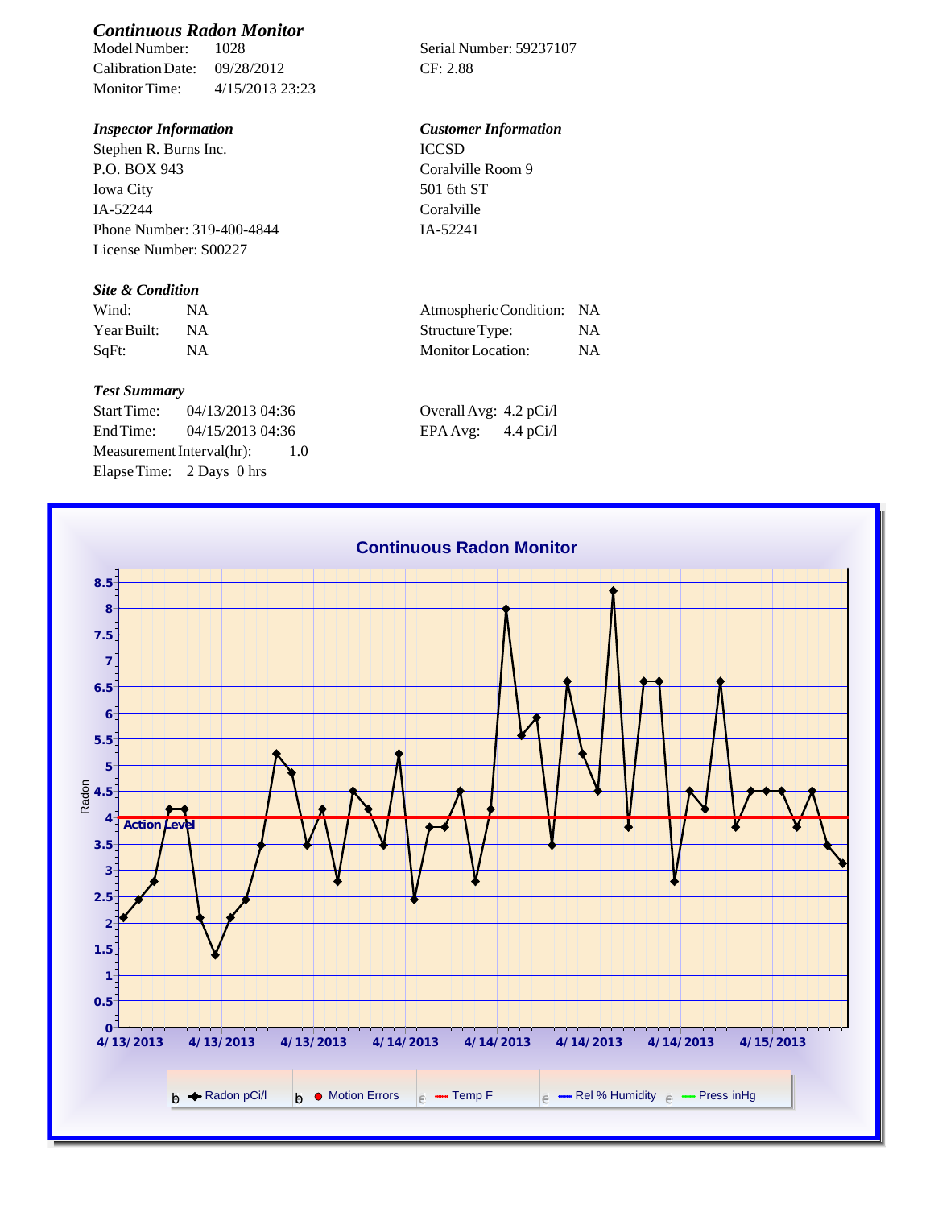### *Continuous Radon Monitor*

Model Number: 1028
Calibration Date: 09/28/2012
Monitor Time: 4/15/2013 23:23

Serial Number: 59237107
CF: 2.88

### *Inspector Information*

Stephen R. Burns Inc.
P.O. BOX 943
Iowa City
IA-52244
Phone Number: 319-400-4844
License Number: S00227

### *Customer Information*

ICCSD
Coralville Room 9
501 6th ST
Coralville
IA-52241

### *Site & Condition*

| | | | |
|---|---|---|---|
| Wind: | NA | Atmospheric Condition: | NA |
| Year Built: | NA | Structure Type: | NA |
| SqFt: | NA | Monitor Location: | NA |

### *Test Summary*

Start Time: 04/13/2013 04:36
End Time: 04/15/2013 04:36
Measurement Interval(hr): 1.0
Elapse Time: 2 Days 0 hrs

Overall Avg: 4.2 pCi/l
EPA Avg: 4.4 pCi/l

**Continuous Radon Monitor**

Legend: Radon pCi/l, Motion Errors, Temp F, Rel % Humidity, Press inHg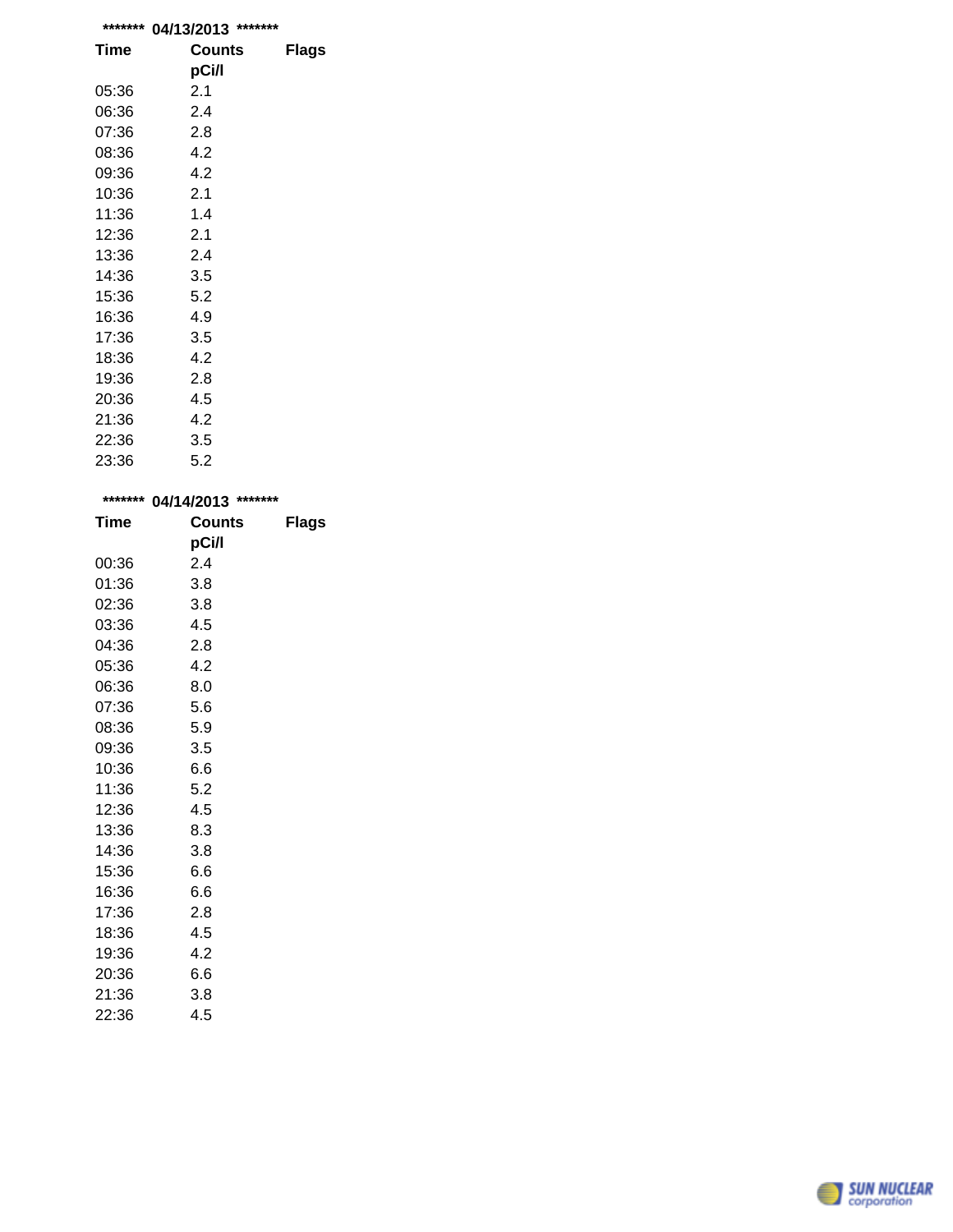******* 04/13/2013 *******

| Time | Counts pCi/l | Flags |
|---|---|---|
| 05:36 | 2.1 | |
| 06:36 | 2.4 | |
| 07:36 | 2.8 | |
| 08:36 | 4.2 | |
| 09:36 | 4.2 | |
| 10:36 | 2.1 | |
| 11:36 | 1.4 | |
| 12:36 | 2.1 | |
| 13:36 | 2.4 | |
| 14:36 | 3.5 | |
| 15:36 | 5.2 | |
| 16:36 | 4.9 | |
| 17:36 | 3.5 | |
| 18:36 | 4.2 | |
| 19:36 | 2.8 | |
| 20:36 | 4.5 | |
| 21:36 | 4.2 | |
| 22:36 | 3.5 | |
| 23:36 | 5.2 | |

******* 04/14/2013 *******

| Time | Counts pCi/l | Flags |
|---|---|---|
| 00:36 | 2.4 | |
| 01:36 | 3.8 | |
| 02:36 | 3.8 | |
| 03:36 | 4.5 | |
| 04:36 | 2.8 | |
| 05:36 | 4.2 | |
| 06:36 | 8.0 | |
| 07:36 | 5.6 | |
| 08:36 | 5.9 | |
| 09:36 | 3.5 | |
| 10:36 | 6.6 | |
| 11:36 | 5.2 | |
| 12:36 | 4.5 | |
| 13:36 | 8.3 | |
| 14:36 | 3.8 | |
| 15:36 | 6.6 | |
| 16:36 | 6.6 | |
| 17:36 | 2.8 | |
| 18:36 | 4.5 | |
| 19:36 | 4.2 | |
| 20:36 | 6.6 | |
| 21:36 | 3.8 | |
| 22:36 | 4.5 | |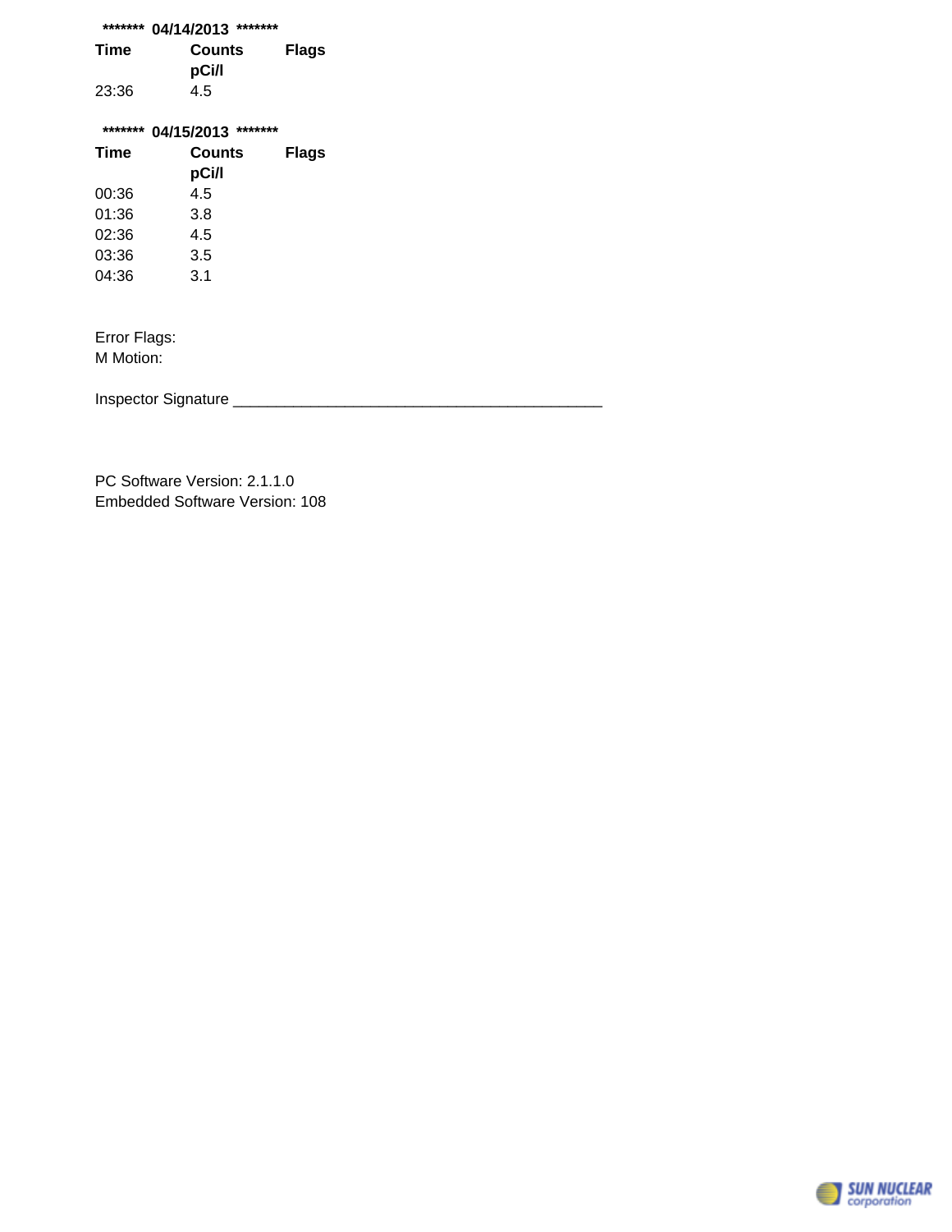**\*\*\*\*\*\*\* 04/14/2013 \*\*\*\*\*\*\***

| Time | Counts pCi/l | Flags |
|---|---|---|
| 23:36 | 4.5 | |

**\*\*\*\*\*\*\* 04/15/2013 \*\*\*\*\*\*\***

| Time | Counts pCi/l | Flags |
|---|---|---|
| 00:36 | 4.5 | |
| 01:36 | 3.8 | |
| 02:36 | 4.5 | |
| 03:36 | 3.5 | |
| 04:36 | 3.1 | |

Error Flags:
M Motion:

Inspector Signature ________________________________________________

PC Software Version: 2.1.1.0
Embedded Software Version: 108